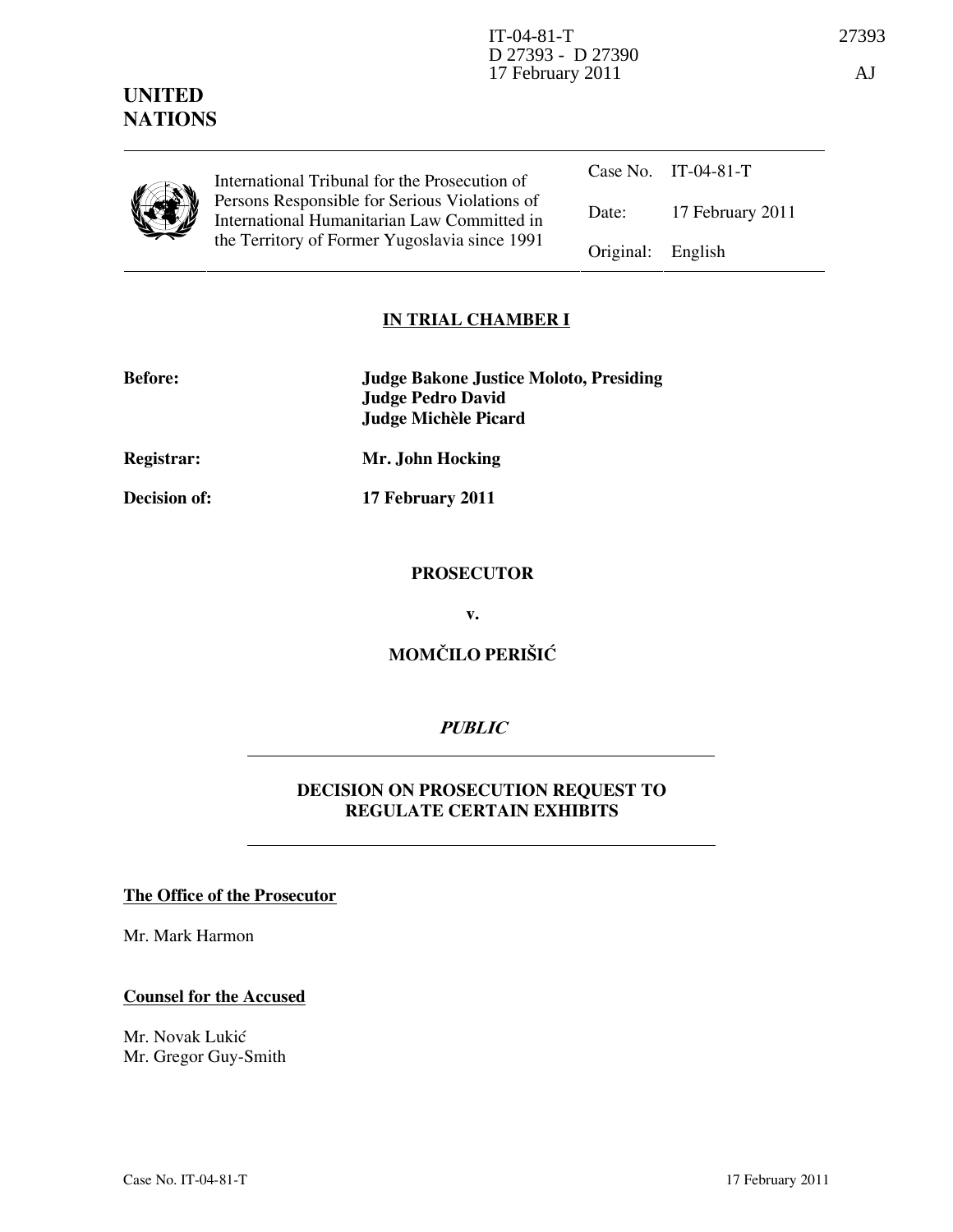IT-04-81-T
D 27393 - D 27390
17 February 2011

27393

AJ

**UNITED NATIONS**

| International Tribunal for the Prosecution of Persons Responsible for Serious Violations of International Humanitarian Law Committed in the Territory of Former Yugoslavia since 1991 | Case No. | IT-04-81-T |
|---|---|---|
| | Date: | 17 February 2011 |
| | Original: | English |

**IN TRIAL CHAMBER I**

**Before:** **Judge Bakone Justice Moloto, Presiding**
**Judge Pedro David**
**Judge Michèle Picard**

**Registrar:** **Mr. John Hocking**

**Decision of:** **17 February 2011**

**PROSECUTOR**

**v.**

**MOMČILO PERIŠIĆ**

***PUBLIC***

**DECISION ON PROSECUTION REQUEST TO REGULATE CERTAIN EXHIBITS**

**The Office of the Prosecutor**

Mr. Mark Harmon

**Counsel for the Accused**

Mr. Novak Lukić
Mr. Gregor Guy-Smith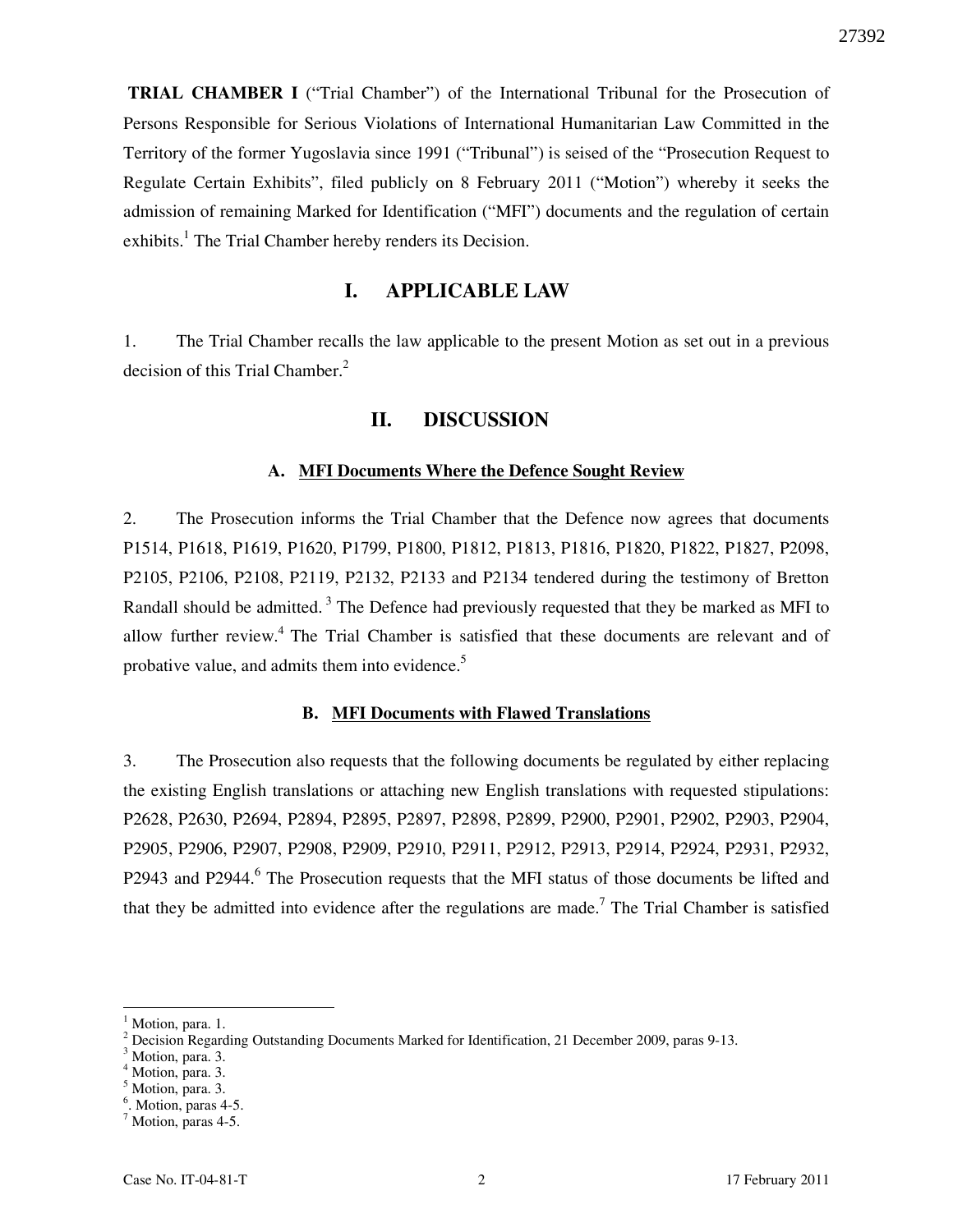**TRIAL CHAMBER I** ("Trial Chamber") of the International Tribunal for the Prosecution of Persons Responsible for Serious Violations of International Humanitarian Law Committed in the Territory of the former Yugoslavia since 1991 ("Tribunal") is seised of the "Prosecution Request to Regulate Certain Exhibits", filed publicly on 8 February 2011 ("Motion") whereby it seeks the admission of remaining Marked for Identification ("MFI") documents and the regulation of certain exhibits.[1] The Trial Chamber hereby renders its Decision.

## I. APPLICABLE LAW

1. The Trial Chamber recalls the law applicable to the present Motion as set out in a previous decision of this Trial Chamber.[2]

## II. DISCUSSION

### A. MFI Documents Where the Defence Sought Review

2. The Prosecution informs the Trial Chamber that the Defence now agrees that documents P1514, P1618, P1619, P1620, P1799, P1800, P1812, P1813, P1816, P1820, P1822, P1827, P2098, P2105, P2106, P2108, P2119, P2132, P2133 and P2134 tendered during the testimony of Bretton Randall should be admitted.[3] The Defence had previously requested that they be marked as MFI to allow further review.[4] The Trial Chamber is satisfied that these documents are relevant and of probative value, and admits them into evidence.[5]

### B. MFI Documents with Flawed Translations

3. The Prosecution also requests that the following documents be regulated by either replacing the existing English translations or attaching new English translations with requested stipulations: P2628, P2630, P2694, P2894, P2895, P2897, P2898, P2899, P2900, P2901, P2902, P2903, P2904, P2905, P2906, P2907, P2908, P2909, P2910, P2911, P2912, P2913, P2914, P2924, P2931, P2932, P2943 and P2944.[6] The Prosecution requests that the MFI status of those documents be lifted and that they be admitted into evidence after the regulations are made.[7] The Trial Chamber is satisfied

---

[1] Motion, para. 1.
[2] Decision Regarding Outstanding Documents Marked for Identification, 21 December 2009, paras 9-13.
[3] Motion, para. 3.
[4] Motion, para. 3.
[5] Motion, para. 3.
[6]. Motion, paras 4-5.
[7] Motion, paras 4-5.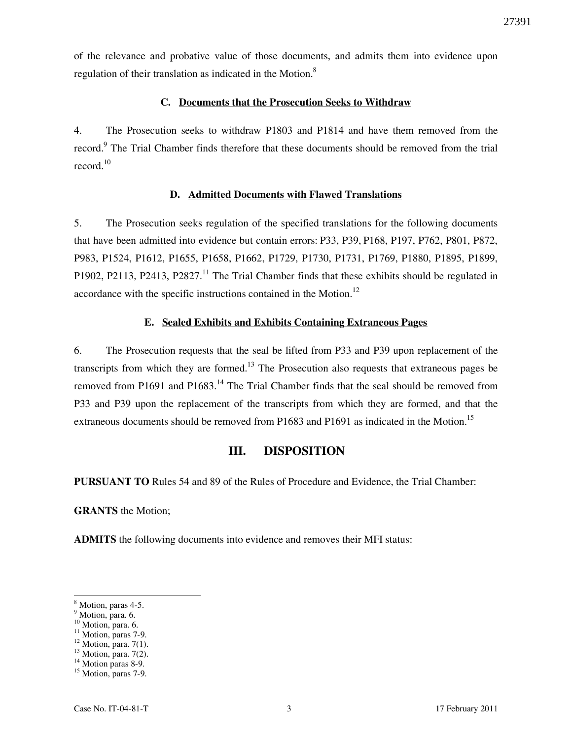of the relevance and probative value of those documents, and admits them into evidence upon regulation of their translation as indicated in the Motion.[8]

### C. Documents that the Prosecution Seeks to Withdraw

4. The Prosecution seeks to withdraw P1803 and P1814 and have them removed from the record.[9] The Trial Chamber finds therefore that these documents should be removed from the trial record.[10]

### D. Admitted Documents with Flawed Translations

5. The Prosecution seeks regulation of the specified translations for the following documents that have been admitted into evidence but contain errors: P33, P39, P168, P197, P762, P801, P872, P983, P1524, P1612, P1655, P1658, P1662, P1729, P1730, P1731, P1769, P1880, P1895, P1899, P1902, P2113, P2413, P2827.[11] The Trial Chamber finds that these exhibits should be regulated in accordance with the specific instructions contained in the Motion.[12]

### E. Sealed Exhibits and Exhibits Containing Extraneous Pages

6. The Prosecution requests that the seal be lifted from P33 and P39 upon replacement of the transcripts from which they are formed.[13] The Prosecution also requests that extraneous pages be removed from P1691 and P1683.[14] The Trial Chamber finds that the seal should be removed from P33 and P39 upon the replacement of the transcripts from which they are formed, and that the extraneous documents should be removed from P1683 and P1691 as indicated in the Motion.[15]

## III. DISPOSITION

**PURSUANT TO** Rules 54 and 89 of the Rules of Procedure and Evidence, the Trial Chamber:

**GRANTS** the Motion;

**ADMITS** the following documents into evidence and removes their MFI status:

---

[8] Motion, paras 4-5.
[9] Motion, para. 6.
[10] Motion, para. 6.
[11] Motion, paras 7-9.
[12] Motion, para. 7(1).
[13] Motion, para. 7(2).
[14] Motion paras 8-9.
[15] Motion, paras 7-9.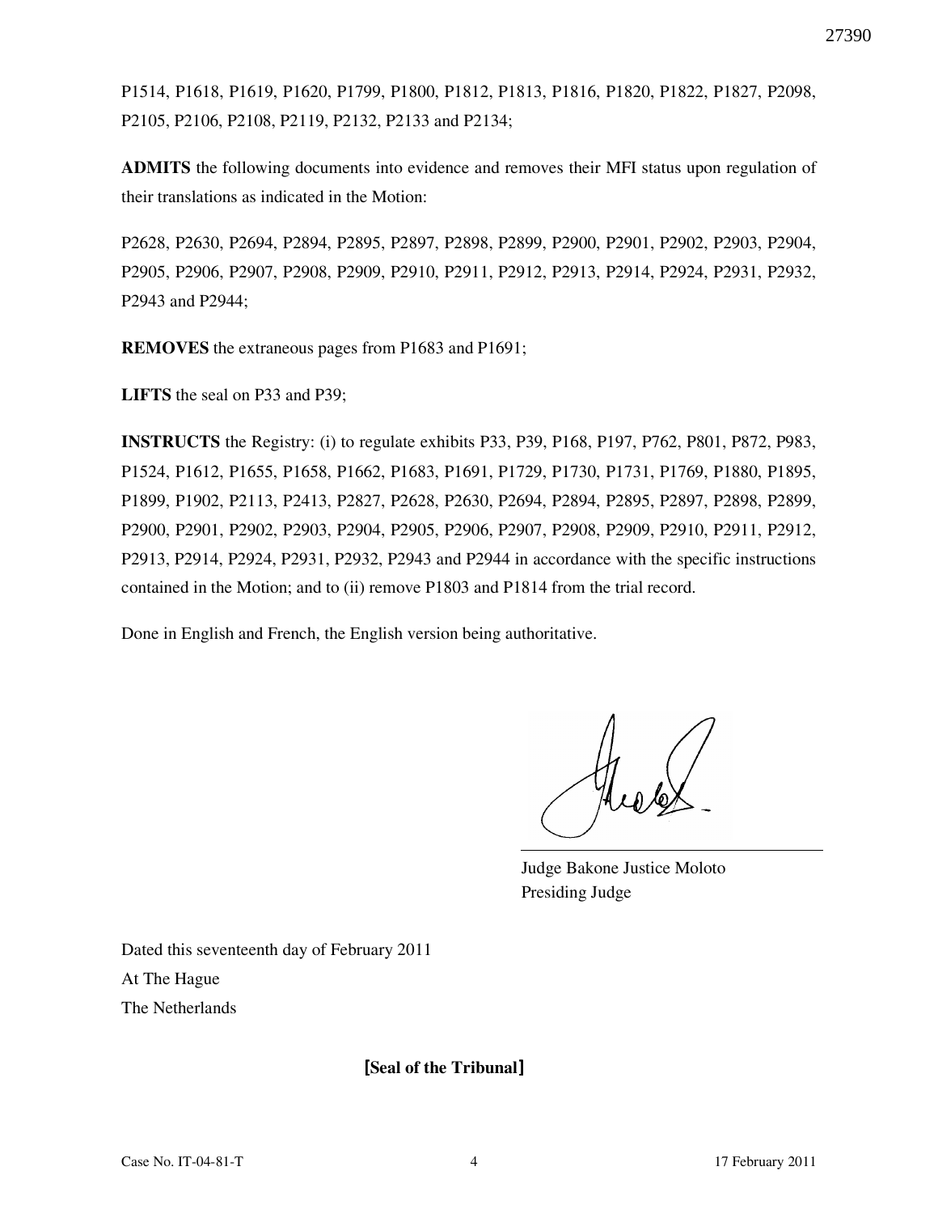P1514, P1618, P1619, P1620, P1799, P1800, P1812, P1813, P1816, P1820, P1822, P1827, P2098, P2105, P2106, P2108, P2119, P2132, P2133 and P2134;

**ADMITS** the following documents into evidence and removes their MFI status upon regulation of their translations as indicated in the Motion:

P2628, P2630, P2694, P2894, P2895, P2897, P2898, P2899, P2900, P2901, P2902, P2903, P2904, P2905, P2906, P2907, P2908, P2909, P2910, P2911, P2912, P2913, P2914, P2924, P2931, P2932, P2943 and P2944;

**REMOVES** the extraneous pages from P1683 and P1691;

**LIFTS** the seal on P33 and P39;

**INSTRUCTS** the Registry: (i) to regulate exhibits P33, P39, P168, P197, P762, P801, P872, P983, P1524, P1612, P1655, P1658, P1662, P1683, P1691, P1729, P1730, P1731, P1769, P1880, P1895, P1899, P1902, P2113, P2413, P2827, P2628, P2630, P2694, P2894, P2895, P2897, P2898, P2899, P2900, P2901, P2902, P2903, P2904, P2905, P2906, P2907, P2908, P2909, P2910, P2911, P2912, P2913, P2914, P2924, P2931, P2932, P2943 and P2944 in accordance with the specific instructions contained in the Motion; and to (ii) remove P1803 and P1814 from the trial record.

Done in English and French, the English version being authoritative.

Judge Bakone Justice Moloto
Presiding Judge

Dated this seventeenth day of February 2011
At The Hague
The Netherlands

**[Seal of the Tribunal]**